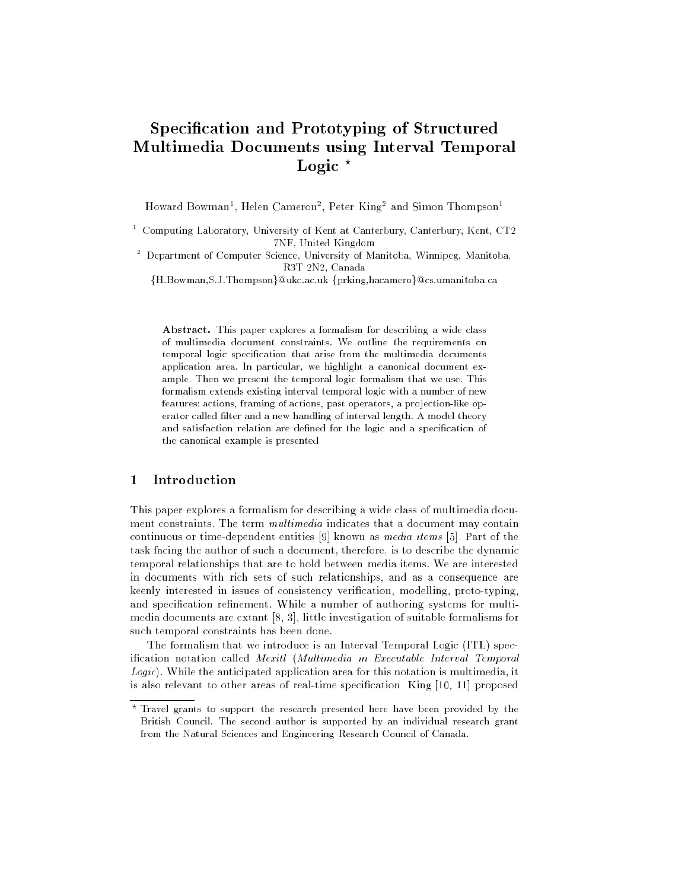# Specification and Prototyping of Structured Multimedia Documents using Interval Temporal Logic *

Howard Bowman[1], Helen Cameron[2], Peter King[2] and Simon Thompson[1]

[1] Computing Laboratory, University of Kent at Canterbury, Canterbury, Kent, CT2 7NF, United Kingdom

[2] Department of Computer Science, University of Manitoba, Winnipeg, Manitoba, R3T 2N2, Canada

{H.Bowman,S.J.Thompson}@ukc.ac.uk {prking,hacamero}@cs.umanitoba.ca

**Abstract.** This paper explores a formalism for describing a wide class of multimedia document constraints. We outline the requirements on temporal logic specification that arise from the multimedia documents application area. In particular, we highlight a canonical document example. Then we present the temporal logic formalism that we use. This formalism extends existing interval temporal logic with a number of new features: actions, framing of actions, past operators, a projection-like operator called filter and a new handling of interval length. A model theory and satisfaction relation are defined for the logic and a specification of the canonical example is presented.

## 1 Introduction

This paper explores a formalism for describing a wide class of multimedia document constraints. The term *multimedia* indicates that a document may contain continuous or time-dependent entities [9] known as *media items* [5]. Part of the task facing the author of such a document, therefore, is to describe the dynamic temporal relationships that are to hold between media items. We are interested in documents with rich sets of such relationships, and as a consequence are keenly interested in issues of consistency verification, modelling, proto-typing, and specification refinement. While a number of authoring systems for multimedia documents are extant [8, 3], little investigation of suitable formalisms for such temporal constraints has been done.

The formalism that we introduce is an Interval Temporal Logic (ITL) specification notation called *Mexitl* (*Multimedia in Executable Interval Temporal Logic*). While the anticipated application area for this notation is multimedia, it is also relevant to other areas of real-time specification. King [10, 11] proposed

* Travel grants to support the research presented here have been provided by the British Council. The second author is supported by an individual research grant from the Natural Sciences and Engineering Research Council of Canada.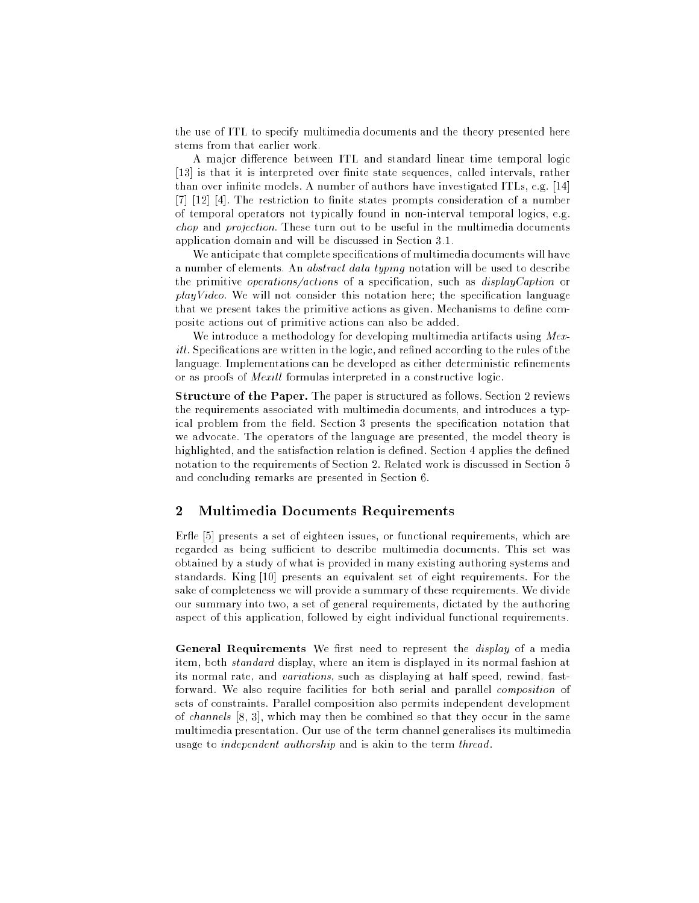the use of ITL to specify multimedia documents and the theory presented here stems from that earlier work.

A major difference between ITL and standard linear time temporal logic [13] is that it is interpreted over finite state sequences, called intervals, rather than over infinite models. A number of authors have investigated ITLs, e.g. [14] [7] [12] [4]. The restriction to finite states prompts consideration of a number of temporal operators not typically found in non-interval temporal logics, e.g. *chop* and *projection*. These turn out to be useful in the multimedia documents application domain and will be discussed in Section 3.1.

We anticipate that complete specifications of multimedia documents will have a number of elements. An *abstract data typing* notation will be used to describe the primitive *operations/actions* of a specification, such as *displayCaption* or *playVideo*. We will not consider this notation here; the specification language that we present takes the primitive actions as given. Mechanisms to define composite actions out of primitive actions can also be added.

We introduce a methodology for developing multimedia artifacts using *Mexitl*. Specifications are written in the logic, and refined according to the rules of the language. Implementations can be developed as either deterministic refinements or as proofs of *Mexitl* formulas interpreted in a constructive logic.

**Structure of the Paper.** The paper is structured as follows. Section 2 reviews the requirements associated with multimedia documents, and introduces a typical problem from the field. Section 3 presents the specification notation that we advocate. The operators of the language are presented, the model theory is highlighted, and the satisfaction relation is defined. Section 4 applies the defined notation to the requirements of Section 2. Related work is discussed in Section 5 and concluding remarks are presented in Section 6.

## 2 Multimedia Documents Requirements

Erfle [5] presents a set of eighteen issues, or functional requirements, which are regarded as being sufficient to describe multimedia documents. This set was obtained by a study of what is provided in many existing authoring systems and standards. King [10] presents an equivalent set of eight requirements. For the sake of completeness we will provide a summary of these requirements. We divide our summary into two, a set of general requirements, dictated by the authoring aspect of this application, followed by eight individual functional requirements.

**General Requirements** We first need to represent the *display* of a media item, both *standard* display, where an item is displayed in its normal fashion at its normal rate, and *variations*, such as displaying at half speed, rewind, fast-forward. We also require facilities for both serial and parallel *composition* of sets of constraints. Parallel composition also permits independent development of *channels* [8, 3], which may then be combined so that they occur in the same multimedia presentation. Our use of the term channel generalises its multimedia usage to *independent authorship* and is akin to the term *thread*.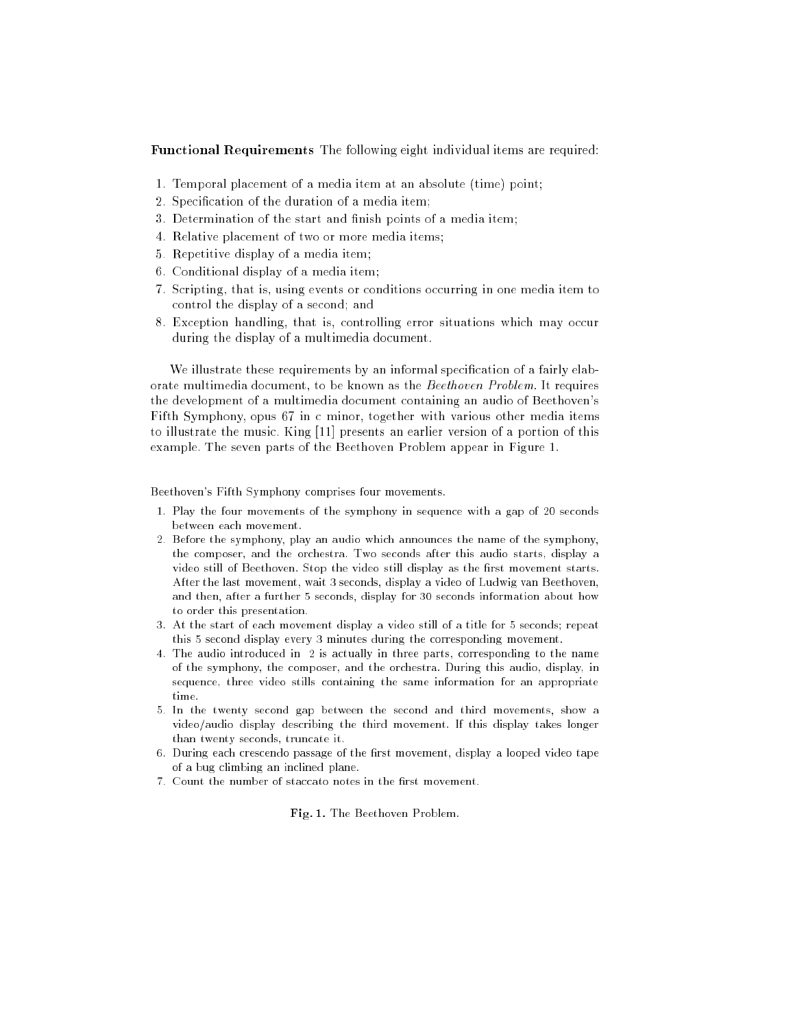**Functional Requirements** The following eight individual items are required:

1. Temporal placement of a media item at an absolute (time) point;
2. Specification of the duration of a media item;
3. Determination of the start and finish points of a media item;
4. Relative placement of two or more media items;
5. Repetitive display of a media item;
6. Conditional display of a media item;
7. Scripting, that is, using events or conditions occurring in one media item to control the display of a second; and
8. Exception handling, that is, controlling error situations which may occur during the display of a multimedia document.

We illustrate these requirements by an informal specification of a fairly elaborate multimedia document, to be known as the *Beethoven Problem*. It requires the development of a multimedia document containing an audio of Beethoven's Fifth Symphony, opus 67 in c minor, together with various other media items to illustrate the music. King [11] presents an earlier version of a portion of this example. The seven parts of the Beethoven Problem appear in Figure 1.

Beethoven's Fifth Symphony comprises four movements.

1. Play the four movements of the symphony in sequence with a gap of 20 seconds between each movement.
2. Before the symphony, play an audio which announces the name of the symphony, the composer, and the orchestra. Two seconds after this audio starts, display a video still of Beethoven. Stop the video still display as the first movement starts. After the last movement, wait 3 seconds, display a video of Ludwig van Beethoven, and then, after a further 5 seconds, display for 30 seconds information about how to order this presentation.
3. At the start of each movement display a video still of a title for 5 seconds; repeat this 5 second display every 3 minutes during the corresponding movement.
4. The audio introduced in 2 is actually in three parts, corresponding to the name of the symphony, the composer, and the orchestra. During this audio, display, in sequence, three video stills containing the same information for an appropriate time.
5. In the twenty second gap between the second and third movements, show a video/audio display describing the third movement. If this display takes longer than twenty seconds, truncate it.
6. During each crescendo passage of the first movement, display a looped video tape of a bug climbing an inclined plane.
7. Count the number of staccato notes in the first movement.

**Fig. 1.** The Beethoven Problem.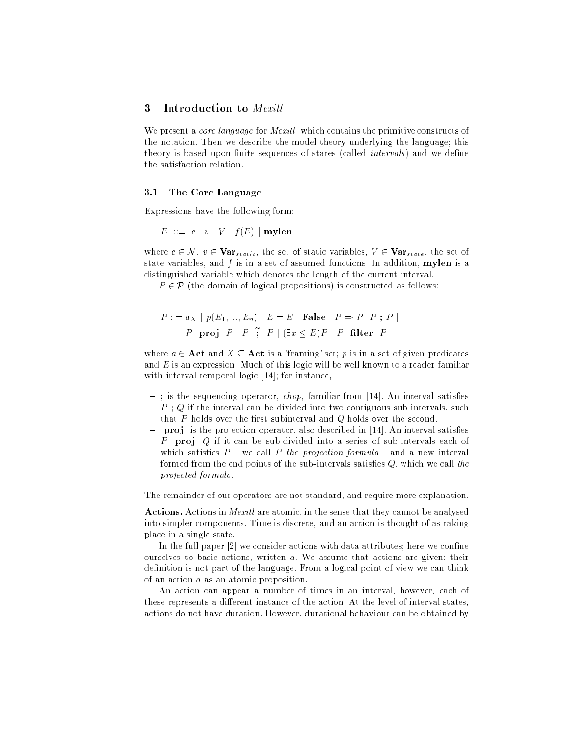## 3 Introduction to *Mexitl*

We present a *core language* for *Mexitl*, which contains the primitive constructs of the notation. Then we describe the model theory underlying the language; this theory is based upon finite sequences of states (called *intervals*) and we define the satisfaction relation.

### 3.1 The Core Language

Expressions have the following form:

$$E \ ::= \ c \mid v \mid V \mid f(E) \mid \mathbf{mylen}$$

where $c \in \mathcal{N}$, $v \in \mathbf{Var}_{static}$, the set of static variables, $V \in \mathbf{Var}_{state}$, the set of state variables, and $f$ is in a set of assumed functions. In addition, **mylen** is a distinguished variable which denotes the length of the current interval.

$P \in \mathcal{P}$ (the domain of logical propositions) is constructed as follows:

$$P ::= a_X \mid p(E_1, ..., E_n) \mid E = E \mid \mathbf{False} \mid P \Rightarrow P \mid P \ \mathbf{;} \ P \mid$$
$$P \ \mathbf{proj} \ P \mid P \ \tilde{\mathbf{;}} \ P \mid (\exists x \leq E)P \mid P \ \mathbf{filter} \ P$$

where $a \in \mathbf{Act}$ and $X \subseteq \mathbf{Act}$ is a 'framing' set; $p$ is in a set of given predicates and $E$ is an expression. Much of this logic will be well known to a reader familiar with interval temporal logic [14]; for instance,

- **;** is the sequencing operator, *chop*, familiar from [14]. An interval satisfies $P$ **;** $Q$ if the interval can be divided into two contiguous sub-intervals, such that $P$ holds over the first subinterval and $Q$ holds over the second.
- **proj** is the projection operator, also described in [14]. An interval satisfies $P$ **proj** $Q$ if it can be sub-divided into a series of sub-intervals each of which satisfies $P$ - we call $P$ *the projection formula* - and a new interval formed from the end points of the sub-intervals satisfies $Q$, which we call *the projected formula*.

The remainder of our operators are not standard, and require more explanation.

**Actions.** Actions in *Mexitl* are atomic, in the sense that they cannot be analysed into simpler components. Time is discrete, and an action is thought of as taking place in a single state.

In the full paper [2] we consider actions with data attributes; here we confine ourselves to basic actions, written $a$. We assume that actions are given; their definition is not part of the language. From a logical point of view we can think of an action $a$ as an atomic proposition.

An action can appear a number of times in an interval, however, each of these represents a different instance of the action. At the level of interval states, actions do not have duration. However, durational behaviour can be obtained by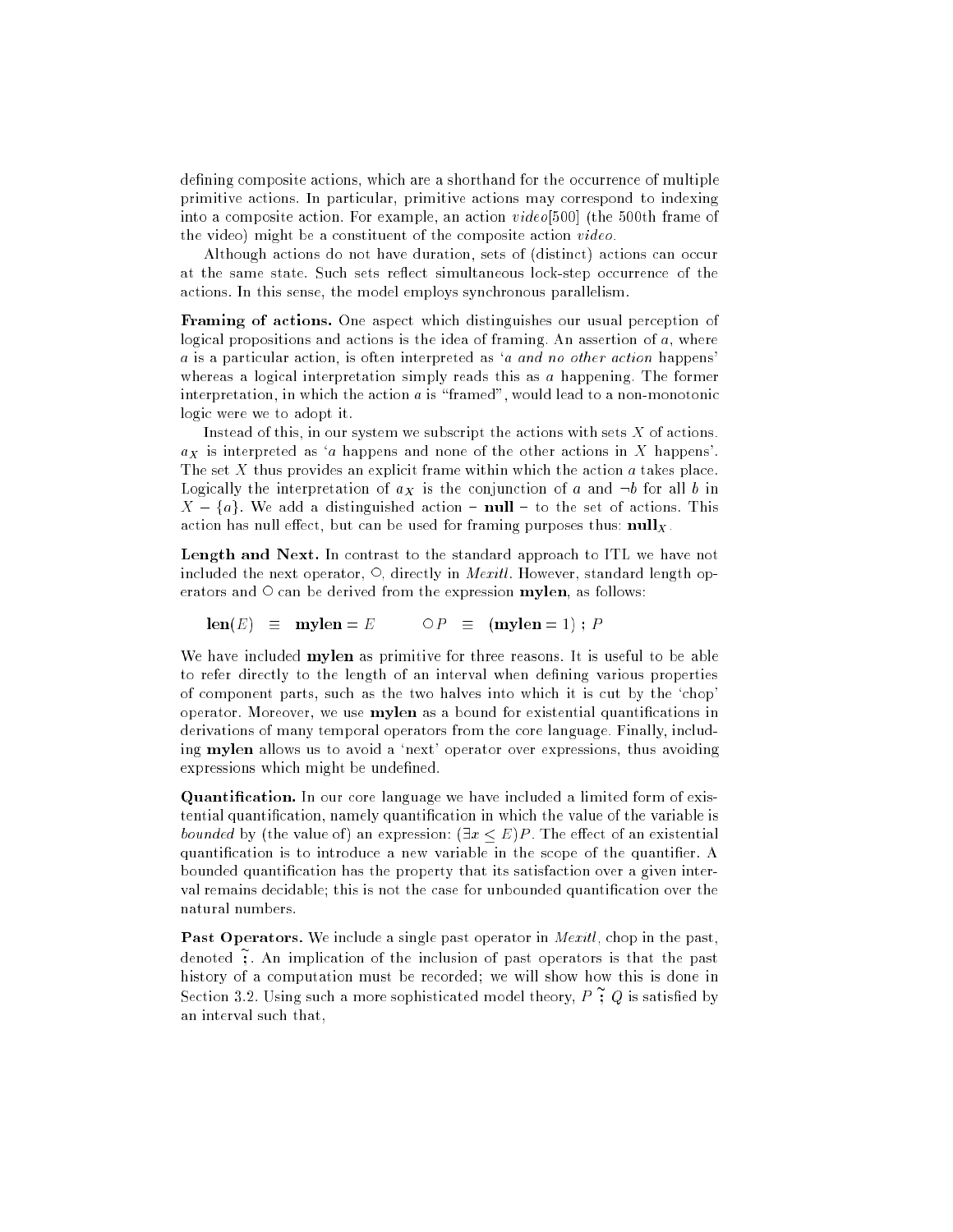defining composite actions, which are a shorthand for the occurrence of multiple primitive actions. In particular, primitive actions may correspond to indexing into a composite action. For example, an action *video*[500] (the 500th frame of the video) might be a constituent of the composite action *video*.

Although actions do not have duration, sets of (distinct) actions can occur at the same state. Such sets reflect simultaneous lock-step occurrence of the actions. In this sense, the model employs synchronous parallelism.

**Framing of actions.** One aspect which distinguishes our usual perception of logical propositions and actions is the idea of framing. An assertion of $a$, where $a$ is a particular action, is often interpreted as '*a and no other action* happens' whereas a logical interpretation simply reads this as $a$ happening. The former interpretation, in which the action $a$ is "framed", would lead to a non-monotonic logic were we to adopt it.

Instead of this, in our system we subscript the actions with sets $X$ of actions. $a_X$ is interpreted as '$a$ happens and none of the other actions in $X$ happens'. The set $X$ thus provides an explicit frame within which the action $a$ takes place. Logically the interpretation of $a_X$ is the conjunction of $a$ and $\neg b$ for all $b$ in $X - \{a\}$. We add a distinguished action – **null** – to the set of actions. This action has null effect, but can be used for framing purposes thus: $\mathbf{null}_X$.

**Length and Next.** In contrast to the standard approach to ITL we have not included the next operator, $\circ$, directly in *Mexitl*. However, standard length operators and $\circ$ can be derived from the expression **mylen**, as follows:

$$\mathbf{len}(E) \;\equiv\; \mathbf{mylen} = E \qquad\qquad \circ P \;\equiv\; (\mathbf{mylen} = 1)\ ;\ P$$

We have included **mylen** as primitive for three reasons. It is useful to be able to refer directly to the length of an interval when defining various properties of component parts, such as the two halves into which it is cut by the 'chop' operator. Moreover, we use **mylen** as a bound for existential quantifications in derivations of many temporal operators from the core language. Finally, including **mylen** allows us to avoid a 'next' operator over expressions, thus avoiding expressions which might be undefined.

**Quantification.** In our core language we have included a limited form of existential quantification, namely quantification in which the value of the variable is *bounded* by (the value of) an expression: $(\exists x \leq E)P$. The effect of an existential quantification is to introduce a new variable in the scope of the quantifier. A bounded quantification has the property that its satisfaction over a given interval remains decidable; this is not the case for unbounded quantification over the natural numbers.

**Past Operators.** We include a single past operator in *Mexitl*, chop in the past, denoted $\tilde{;}$. An implication of the inclusion of past operators is that the past history of a computation must be recorded; we will show how this is done in Section 3.2. Using such a more sophisticated model theory, $P \ \tilde{;}\ Q$ is satisfied by an interval such that,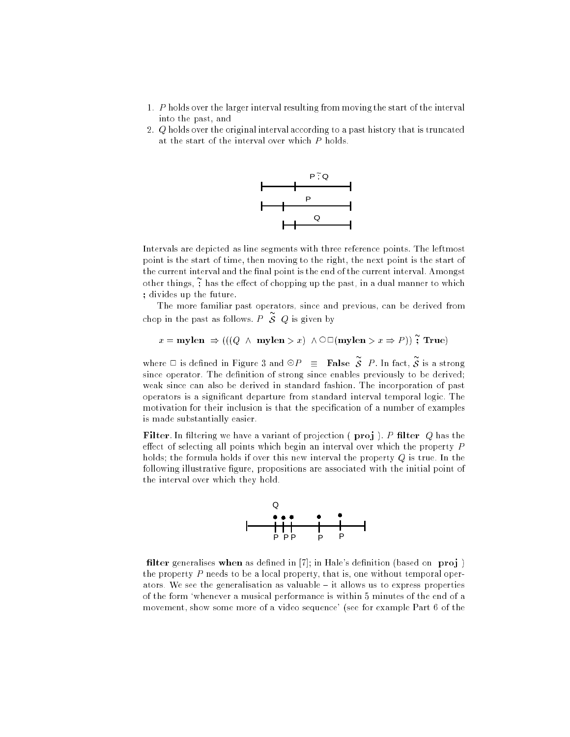1. $P$ holds over the larger interval resulting from moving the start of the interval into the past, and
2. $Q$ holds over the original interval according to a past history that is truncated at the start of the interval over which $P$ holds.

Intervals are depicted as line segments with three reference points. The leftmost point is the start of time, then moving to the right, the next point is the start of the current interval and the final point is the end of the current interval. Amongst other things, $\tilde{;}$ has the effect of chopping up the past, in a dual manner to which **;** divides up the future.

The more familiar past operators, since and previous, can be derived from chop in the past as follows. $P\ \tilde{\mathcal{S}}\ Q$ is given by

$$x = \mathbf{mylen}\ \Rightarrow (((Q\ \wedge\ \mathbf{mylen} > x)\ \wedge \bigcirc\Box(\mathbf{mylen} > x \Rightarrow P))\ \tilde{;}\ \mathbf{True})$$

where $\Box$ is defined in Figure 3 and $\circleddash P \ \equiv\ \mathbf{False}\ \tilde{\mathcal{S}}\ P$. In fact, $\tilde{\mathcal{S}}$ is a strong since operator. The definition of strong since enables previously to be derived; weak since can also be derived in standard fashion. The incorporation of past operators is a significant departure from standard interval temporal logic. The motivation for their inclusion is that the specification of a number of examples is made substantially easier.

**Filter**. In filtering we have a variant of projection ( **proj** ). $P$ **filter** $Q$ has the effect of selecting all points which begin an interval over which the property $P$ holds; the formula holds if over this new interval the property $Q$ is true. In the following illustrative figure, propositions are associated with the initial point of the interval over which they hold.

**filter** generalises **when** as defined in [7]; in Hale's definition (based on **proj** ) the property $P$ needs to be a local property, that is, one without temporal operators. We see the generalisation as valuable – it allows us to express properties of the form 'whenever a musical performance is within 5 minutes of the end of a movement, show some more of a video sequence' (see for example Part 6 of the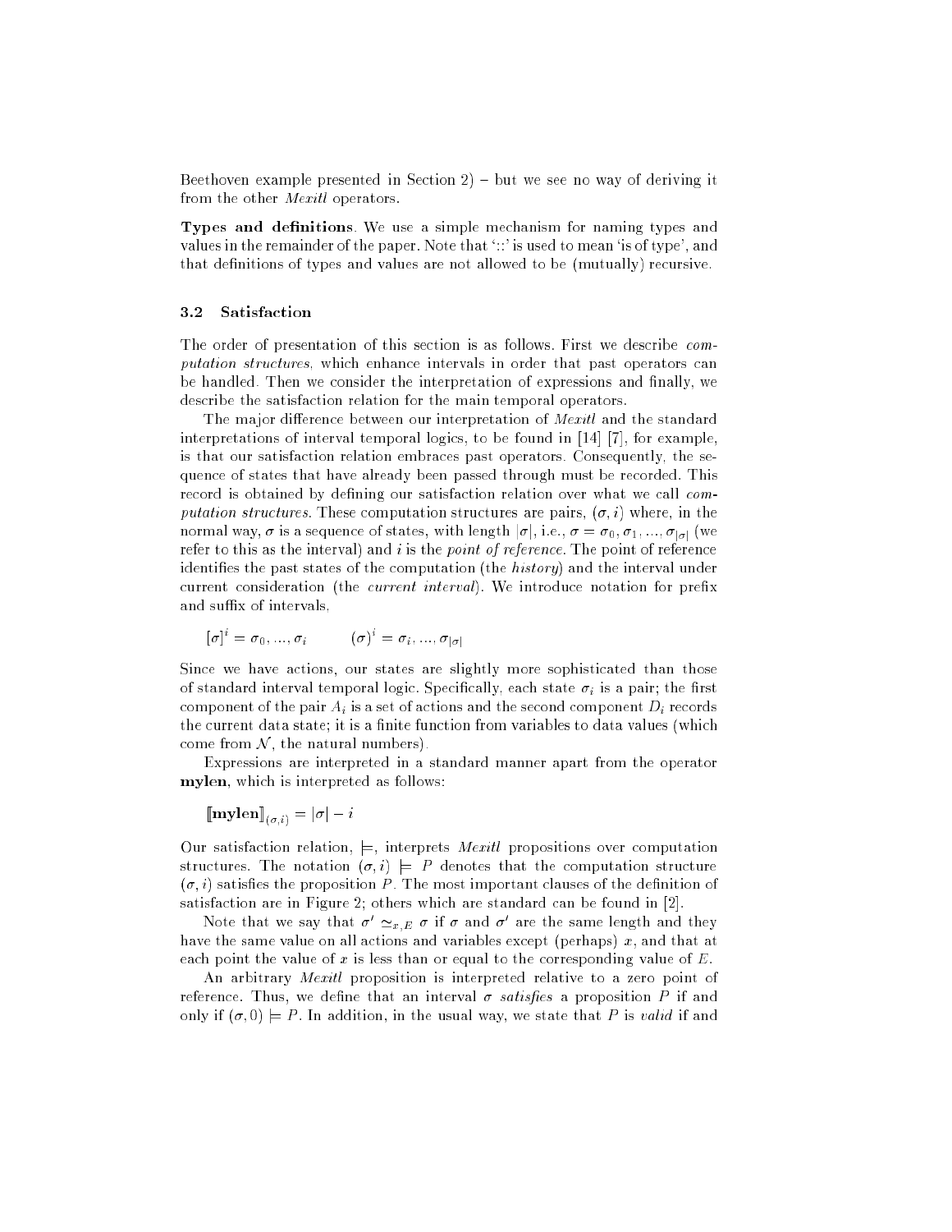Beethoven example presented in Section 2) – but we see no way of deriving it from the other *Mexitl* operators.

**Types and definitions**. We use a simple mechanism for naming types and values in the remainder of the paper. Note that '::' is used to mean 'is of type', and that definitions of types and values are not allowed to be (mutually) recursive.

### 3.2 Satisfaction

The order of presentation of this section is as follows. First we describe *computation structures*, which enhance intervals in order that past operators can be handled. Then we consider the interpretation of expressions and finally, we describe the satisfaction relation for the main temporal operators.

The major difference between our interpretation of *Mexitl* and the standard interpretations of interval temporal logics, to be found in [14] [7], for example, is that our satisfaction relation embraces past operators. Consequently, the sequence of states that have already been passed through must be recorded. This record is obtained by defining our satisfaction relation over what we call *computation structures*. These computation structures are pairs, $(\sigma, i)$ where, in the normal way, $\sigma$ is a sequence of states, with length $|\sigma|$, i.e., $\sigma = \sigma_0, \sigma_1, ..., \sigma_{|\sigma|}$ (we refer to this as the interval) and $i$ is the *point of reference*. The point of reference identifies the past states of the computation (the *history*) and the interval under current consideration (the *current interval*). We introduce notation for prefix and suffix of intervals,

$$[\sigma]^i = \sigma_0, ..., \sigma_i \qquad (\sigma)^i = \sigma_i, ..., \sigma_{|\sigma|}$$

Since we have actions, our states are slightly more sophisticated than those of standard interval temporal logic. Specifically, each state $\sigma_i$ is a pair; the first component of the pair $A_i$ is a set of actions and the second component $D_i$ records the current data state; it is a finite function from variables to data values (which come from $\mathcal{N}$, the natural numbers).

Expressions are interpreted in a standard manner apart from the operator **mylen**, which is interpreted as follows:

$$[\![\mathbf{mylen}]\!]_{(\sigma,i)} = |\sigma| - i$$

Our satisfaction relation, $\models$, interprets *Mexitl* propositions over computation structures. The notation $(\sigma, i) \models P$ denotes that the computation structure $(\sigma, i)$ satisfies the proposition $P$. The most important clauses of the definition of satisfaction are in Figure 2; others which are standard can be found in [2].

Note that we say that $\sigma' \simeq_{x,E} \sigma$ if $\sigma$ and $\sigma'$ are the same length and they have the same value on all actions and variables except (perhaps) $x$, and that at each point the value of $x$ is less than or equal to the corresponding value of $E$.

An arbitrary *Mexitl* proposition is interpreted relative to a zero point of reference. Thus, we define that an interval $\sigma$ *satisfies* a proposition $P$ if and only if $(\sigma, 0) \models P$. In addition, in the usual way, we state that $P$ is *valid* if and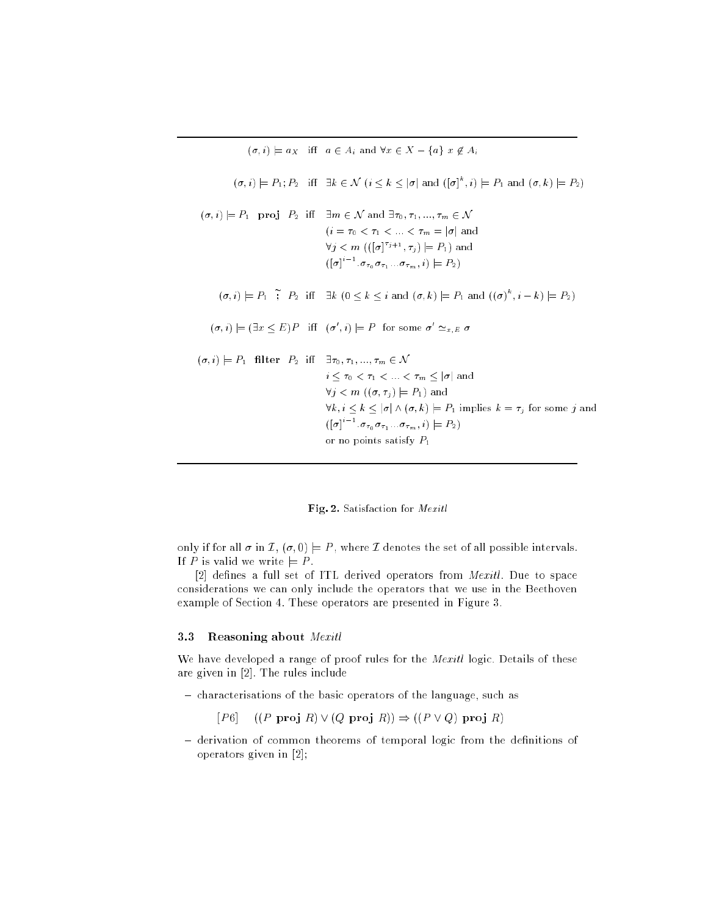$$(\sigma, i) \models a_X \quad \text{iff} \quad a \in A_i \text{ and } \forall x \in X - \{a\}\ x \notin A_i$$

$$(\sigma, i) \models P_1; P_2 \quad \text{iff} \quad \exists k \in \mathcal{N}\ (i \leq k \leq |\sigma| \text{ and } ([\sigma]^k, i) \models P_1 \text{ and } (\sigma, k) \models P_2)$$

$$
\begin{aligned}
(\sigma, i) \models P_1 \ \ \mathbf{proj}\ \ P_2 \quad \text{iff} \quad & \exists m \in \mathcal{N} \text{ and } \exists \tau_0, \tau_1, ..., \tau_m \in \mathcal{N} \\
& (i = \tau_0 < \tau_1 < ... < \tau_m = |\sigma| \text{ and} \\
& \forall j < m\ (([\sigma]^{\tau_{j+1}}, \tau_j) \models P_1) \text{ and} \\
& ([\sigma]^{i-1}.\sigma_{\tau_0}\sigma_{\tau_1}...\sigma_{\tau_m}, i) \models P_2)
\end{aligned}
$$

$$(\sigma, i) \models P_1 \ \tilde{;}\ P_2 \quad \text{iff} \quad \exists k\ (0 \leq k \leq i \text{ and } (\sigma, k) \models P_1 \text{ and } ((\sigma)^k, i - k) \models P_2)$$

$$(\sigma, i) \models (\exists x \leq E)P \quad \text{iff} \quad (\sigma', i) \models P \ \text{ for some } \sigma' \simeq_{x,E} \sigma$$

$$
\begin{aligned}
(\sigma, i) \models P_1 \ \ \mathbf{filter}\ \ P_2 \quad \text{iff} \quad & \exists \tau_0, \tau_1, ..., \tau_m \in \mathcal{N} \\
& i \leq \tau_0 < \tau_1 < ... < \tau_m \leq |\sigma| \text{ and} \\
& \forall j < m\ ((\sigma, \tau_j) \models P_1) \text{ and} \\
& \forall k, i \leq k \leq |\sigma| \wedge (\sigma, k) \models P_1 \text{ implies } k = \tau_j \text{ for some } j \text{ and} \\
& ([\sigma]^{i-1}.\sigma_{\tau_0}\sigma_{\tau_1}...\sigma_{\tau_m}, i) \models P_2) \\
& \text{or no points satisfy } P_1
\end{aligned}
$$

**Fig. 2.** Satisfaction for *Mexitl*

only if for all $\sigma$ in $\mathcal{I}$, $(\sigma, 0) \models P$, where $\mathcal{I}$ denotes the set of all possible intervals. If $P$ is valid we write $\models P$.

[2] defines a full set of ITL derived operators from *Mexitl*. Due to space considerations we can only include the operators that we use in the Beethoven example of Section 4. These operators are presented in Figure 3.

### 3.3 Reasoning about *Mexitl*

We have developed a range of proof rules for the *Mexitl* logic. Details of these are given in [2]. The rules include

- characterisations of the basic operators of the language, such as

  $[P6] \quad ((P\ \mathbf{proj}\ R) \vee (Q\ \mathbf{proj}\ R)) \Rightarrow ((P \vee Q)\ \mathbf{proj}\ R)$

- derivation of common theorems of temporal logic from the definitions of operators given in [2];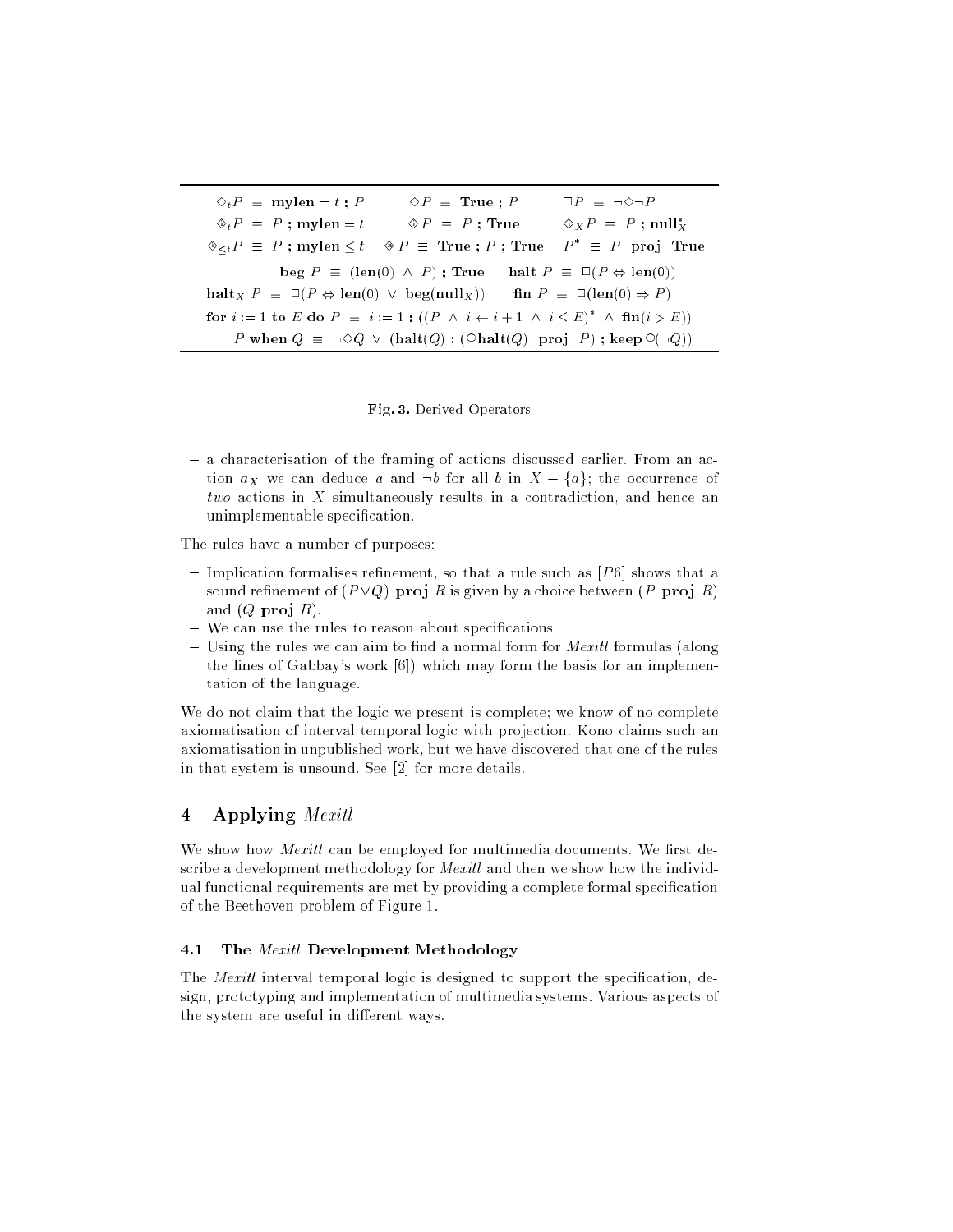$$\diamond_t P \equiv \textbf{mylen} = t \textbf{ ; } P \qquad \diamond P \equiv \textbf{True ; } P \qquad \Box P \equiv \neg\diamond\neg P$$

$$\circledast_t P \equiv P \textbf{ ; mylen} = t \qquad \circledast P \equiv P \textbf{ ; True} \qquad \circledast_X P \equiv P \textbf{ ; null}_X^*$$

$$\circledast_{\leq t} P \equiv P \textbf{ ; mylen} \leq t \qquad \circledast P \equiv \textbf{True ; } P \textbf{ ; True} \qquad P^* \equiv P \textbf{ proj True}$$

$$\textbf{beg } P \equiv (\textbf{len}(0) \wedge P) \textbf{ ; True} \qquad \textbf{halt } P \equiv \Box(P \Leftrightarrow \textbf{len}(0))$$

$$\textbf{halt}_X \ P \equiv \Box(P \Leftrightarrow \textbf{len}(0) \vee \textbf{beg}(\textbf{null}_X)) \qquad \textbf{fin } P \equiv \Box(\textbf{len}(0) \Rightarrow P)$$

$$\textbf{for } i := 1 \textbf{ to } E \textbf{ do } P \equiv i := 1 \textbf{ ; } ((P \wedge i \leftarrow i+1 \wedge i \leq E)^* \wedge \textbf{fin}(i > E))$$

$$P \textbf{ when } Q \equiv \neg\diamond Q \vee (\textbf{halt}(Q) \textbf{ ; } (\circ\textbf{halt}(Q) \textbf{ proj } P) \textbf{ ; keep} \circ(\neg Q))$$

**Fig. 3.** Derived Operators

- a characterisation of the framing of actions discussed earlier. From an action $a_X$ we can deduce $a$ and $\neg b$ for all $b$ in $X - \{a\}$; the occurrence of *two* actions in $X$ simultaneously results in a contradiction, and hence an unimplementable specification.

The rules have a number of purposes:

- Implication formalises refinement, so that a rule such as [*P6*] shows that a sound refinement of $(P \vee Q)$ **proj** $R$ is given by a choice between ($P$ **proj** $R$) and ($Q$ **proj** $R$).
- We can use the rules to reason about specifications.
- Using the rules we can aim to find a normal form for *Mexitl* formulas (along the lines of Gabbay's work [6]) which may form the basis for an implementation of the language.

We do not claim that the logic we present is complete; we know of no complete axiomatisation of interval temporal logic with projection. Kono claims such an axiomatisation in unpublished work, but we have discovered that one of the rules in that system is unsound. See [2] for more details.

## 4 Applying *Mexitl*

We show how *Mexitl* can be employed for multimedia documents. We first describe a development methodology for *Mexitl* and then we show how the individual functional requirements are met by providing a complete formal specification of the Beethoven problem of Figure 1.

### 4.1 The *Mexitl* Development Methodology

The *Mexitl* interval temporal logic is designed to support the specification, design, prototyping and implementation of multimedia systems. Various aspects of the system are useful in different ways.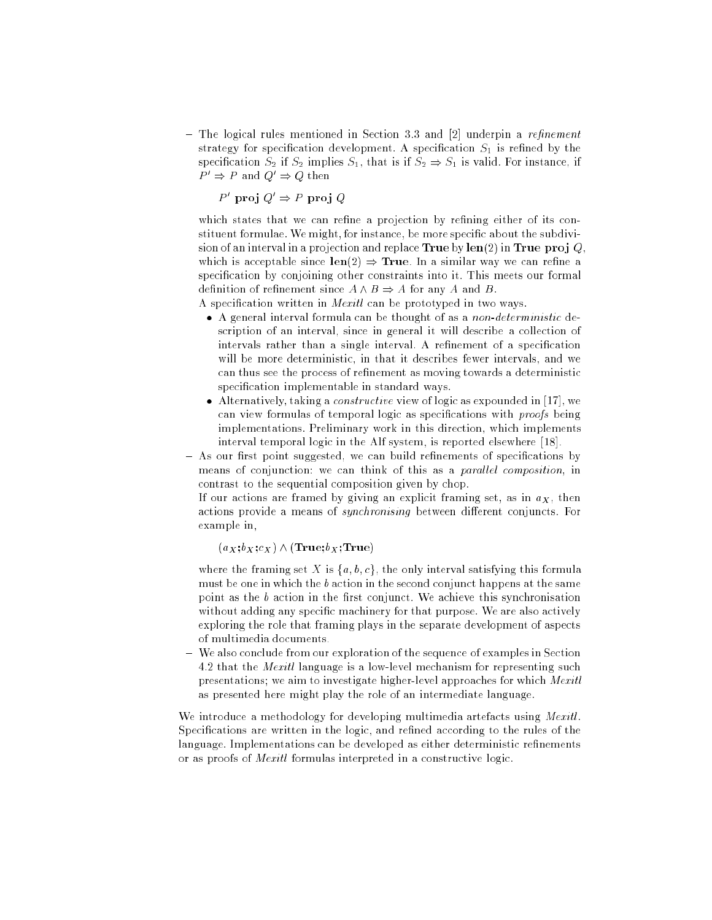- The logical rules mentioned in Section 3.3 and [2] underpin a *refinement* strategy for specification development. A specification $S_1$ is refined by the specification $S_2$ if $S_2$ implies $S_1$, that is if $S_2 \Rightarrow S_1$ is valid. For instance, if $P' \Rightarrow P$ and $Q' \Rightarrow Q$ then

  $$P' \ \mathbf{proj} \ Q' \Rightarrow P \ \mathbf{proj} \ Q$$

  which states that we can refine a projection by refining either of its constituent formulae. We might, for instance, be more specific about the subdivision of an interval in a projection and replace **True** by $\mathbf{len}(2)$ in **True proj** $Q$, which is acceptable since $\mathbf{len}(2) \Rightarrow \mathbf{True}$. In a similar way we can refine a specification by conjoining other constraints into it. This meets our formal definition of refinement since $A \wedge B \Rightarrow A$ for any $A$ and $B$.

  A specification written in *Mexitl* can be prototyped in two ways.

  - A general interval formula can be thought of as a *non-deterministic* description of an interval, since in general it will describe a collection of intervals rather than a single interval. A refinement of a specification will be more deterministic, in that it describes fewer intervals, and we can thus see the process of refinement as moving towards a deterministic specification implementable in standard ways.
  - Alternatively, taking a *constructive* view of logic as expounded in [17], we can view formulas of temporal logic as specifications with *proofs* being implementations. Preliminary work in this direction, which implements interval temporal logic in the Alf system, is reported elsewhere [18].

- As our first point suggested, we can build refinements of specifications by means of conjunction: we can think of this as a *parallel composition*, in contrast to the sequential composition given by chop.

  If our actions are framed by giving an explicit framing set, as in $a_X$, then actions provide a means of *synchronising* between different conjuncts. For example in,

  $$(a_X ; b_X ; c_X) \wedge (\mathbf{True} ; b_X ; \mathbf{True})$$

  where the framing set $X$ is $\{a, b, c\}$, the only interval satisfying this formula must be one in which the $b$ action in the second conjunct happens at the same point as the $b$ action in the first conjunct. We achieve this synchronisation without adding any specific machinery for that purpose. We are also actively exploring the role that framing plays in the separate development of aspects of multimedia documents.

- We also conclude from our exploration of the sequence of examples in Section 4.2 that the *Mexitl* language is a low-level mechanism for representing such presentations; we aim to investigate higher-level approaches for which *Mexitl* as presented here might play the role of an intermediate language.

We introduce a methodology for developing multimedia artefacts using *Mexitl*. Specifications are written in the logic, and refined according to the rules of the language. Implementations can be developed as either deterministic refinements or as proofs of *Mexitl* formulas interpreted in a constructive logic.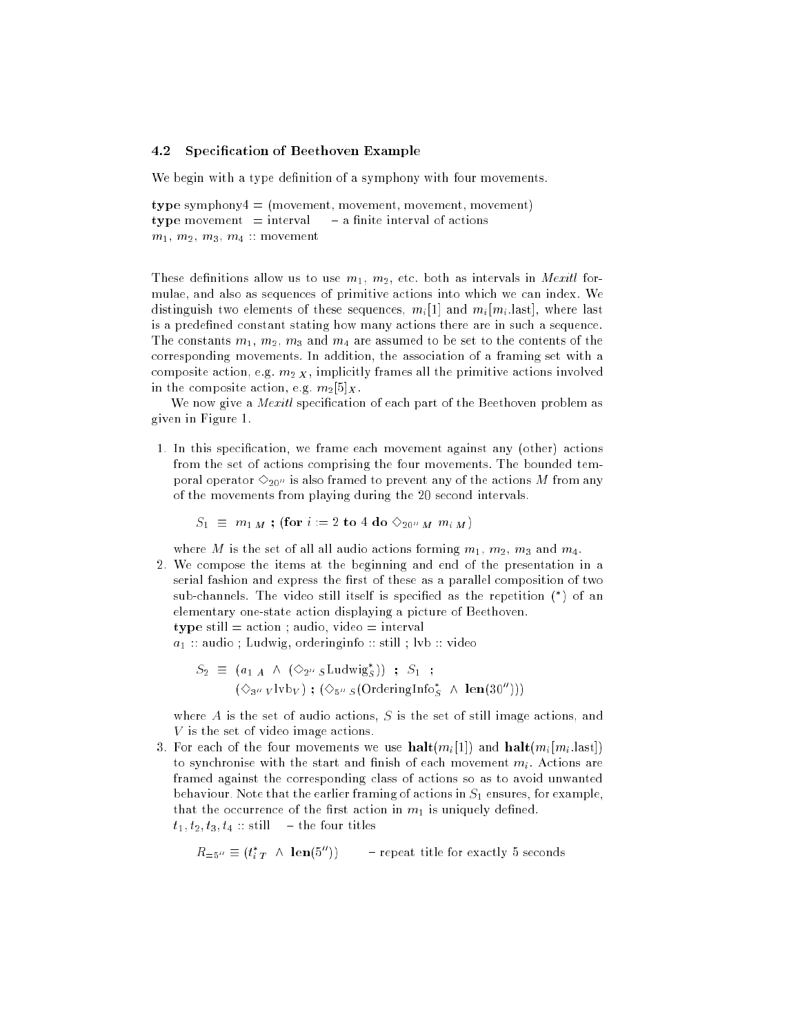### 4.2 Specification of Beethoven Example

We begin with a type definition of a symphony with four movements.

**type** symphony4 = (movement, movement, movement, movement)
**type** movement = interval  – a finite interval of actions
$m_1$, $m_2$, $m_3$, $m_4$ :: movement

These definitions allow us to use $m_1$, $m_2$, etc. both as intervals in *Mexitl* formulae, and also as sequences of primitive actions into which we can index. We distinguish two elements of these sequences, $m_i[1]$ and $m_i[m_i.\text{last}]$, where last is a predefined constant stating how many actions there are in such a sequence. The constants $m_1$, $m_2$, $m_3$ and $m_4$ are assumed to be set to the contents of the corresponding movements. In addition, the association of a framing set with a composite action, e.g. $m_{2\,X}$, implicitly frames all the primitive actions involved in the composite action, e.g. $m_2[5]_X$.

We now give a *Mexitl* specification of each part of the Beethoven problem as given in Figure 1.

1. In this specification, we frame each movement against any (other) actions from the set of actions comprising the four movements. The bounded temporal operator $\Diamond_{20''}$ is also framed to prevent any of the actions $M$ from any of the movements from playing during the 20 second intervals.

   $$S_1 \equiv m_{1\,M} \;\mathbf{;}\; (\mathbf{for}\ i := 2\ \mathbf{to}\ 4\ \mathbf{do}\ \Diamond_{20''\,M}\ m_{i\,M})$$

   where $M$ is the set of all all audio actions forming $m_1$, $m_2$, $m_3$ and $m_4$.
2. We compose the items at the beginning and end of the presentation in a serial fashion and express the first of these as a parallel composition of two sub-channels. The video still itself is specified as the repetition (*) of an elementary one-state action displaying a picture of Beethoven.
   **type** still = action ; audio, video = interval
   $a_1$ :: audio ; Ludwig, orderinginfo :: still ; lvb :: video

   $$S_2 \equiv (a_{1\,A} \wedge (\Diamond_{2''\,S}\text{Ludwig}^*_S)) \;\mathbf{;}\; S_1 \;\mathbf{;}$$
   $$(\Diamond_{3''\,V}\text{lvb}_V) \;\mathbf{;}\; (\Diamond_{5''\,S}(\text{OrderingInfo}^*_S \wedge \mathbf{len}(30'')))$$

   where $A$ is the set of audio actions, $S$ is the set of still image actions, and $V$ is the set of video image actions.
3. For each of the four movements we use $\mathbf{halt}(m_i[1])$ and $\mathbf{halt}(m_i[m_i.\text{last}])$ to synchronise with the start and finish of each movement $m_i$. Actions are framed against the corresponding class of actions so as to avoid unwanted behaviour. Note that the earlier framing of actions in $S_1$ ensures, for example, that the occurrence of the first action in $m_1$ is uniquely defined.
   $t_1, t_2, t_3, t_4$ :: still  – the four titles

   $$R_{=5''} \equiv (t^*_{i\,T} \wedge \mathbf{len}(5''))$$ – repeat title for exactly 5 seconds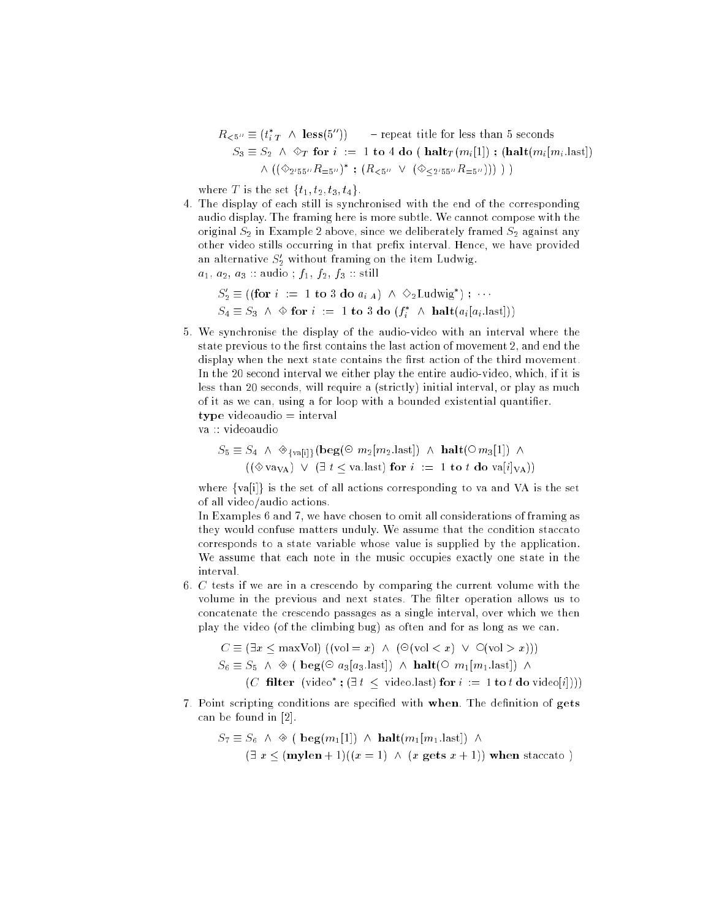$$R_{<5''} \equiv (t^*_{i\,T} \;\wedge\; \mathbf{less}(5'')) \qquad \text{– repeat title for less than 5 seconds}$$

$$S_3 \equiv S_2 \;\wedge\; \diamondsuit_T \;\mathbf{for}\; i \;:=\; 1 \;\mathbf{to}\; 4 \;\mathbf{do}\; (\;\mathbf{halt}_T(m_i[1]) \;;\; (\mathbf{halt}(m_i[m_i.\text{last}])$$
$$\wedge\; ((\diamondsuit_{2'55''} R_{=5''})^* \;;\; (R_{<5''} \;\vee\; (\diamondsuit_{\leq 2'55''} R_{=5''})))\;)\;)$$

where $T$ is the set $\{t_1, t_2, t_3, t_4\}$.

4. The display of each still is synchronised with the end of the corresponding audio display. The framing here is more subtle. We cannot compose with the original $S_2$ in Example 2 above, since we deliberately framed $S_2$ against any other video stills occurring in that prefix interval. Hence, we have provided an alternative $S_2'$ without framing on the item Ludwig.
$a_1$, $a_2$, $a_3$ :: audio ; $f_1$, $f_2$, $f_3$ :: still

$$S_2' \equiv ((\mathbf{for}\; i \;:=\; 1 \;\mathbf{to}\; 3 \;\mathbf{do}\; a_{i\,A}) \;\wedge\; \diamond_2 \text{Ludwig}^*) \;;\; \cdots$$
$$S_4 \equiv S_3 \;\wedge\; \diamondsuit \;\mathbf{for}\; i \;:=\; 1 \;\mathbf{to}\; 3 \;\mathbf{do}\; (f_i^* \;\wedge\; \mathbf{halt}(a_i[a_i.\text{last}]))$$

5. We synchronise the display of the audio-video with an interval where the state previous to the first contains the last action of movement 2, and end the display when the next state contains the first action of the third movement. In the 20 second interval we either play the entire audio-video, which, if it is less than 20 seconds, will require a (strictly) initial interval, or play as much of it as we can, using a for loop with a bounded existential quantifier.
**type** videoaudio = interval
va :: videoaudio

$$S_5 \equiv S_4 \;\wedge\; \diamondsuit_{\{\text{va[i]}\}}(\mathbf{beg}(\ominus\, m_2[m_2.\text{last}]) \;\wedge\; \mathbf{halt}(\bigcirc\, m_3[1]) \;\wedge$$
$$((\diamondsuit\, \text{va}_{\text{VA}}) \;\vee\; (\exists\; t \leq \text{va.last})\;\mathbf{for}\; i \;:=\; 1 \;\mathbf{to}\; t \;\mathbf{do}\; \text{va}[i]_{\text{VA}}))$$

where {va[i]} is the set of all actions corresponding to va and VA is the set of all video/audio actions.
In Examples 6 and 7, we have chosen to omit all considerations of framing as they would confuse matters unduly. We assume that the condition staccato corresponds to a state variable whose value is supplied by the application. We assume that each note in the music occupies exactly one state in the interval.

6. $C$ tests if we are in a crescendo by comparing the current volume with the volume in the previous and next states. The filter operation allows us to concatenate the crescendo passages as a single interval, over which we then play the video (of the climbing bug) as often and for as long as we can.

$$C \equiv (\exists x \leq \text{maxVol})\;((\text{vol} = x) \;\wedge\; (\ominus(\text{vol} < x) \;\vee\; \bigcirc(\text{vol} > x)))$$
$$S_6 \equiv S_5 \;\wedge\; \diamondsuit\;(\;\mathbf{beg}(\ominus\; a_3[a_3.\text{last}]) \;\wedge\; \mathbf{halt}(\bigcirc\; m_1[m_1.\text{last}]) \;\wedge$$
$$(C\;\;\mathbf{filter}\;\;(\text{video}^* \;;\; (\exists\, t \;\leq\; \text{video.last})\;\mathbf{for}\; i \;:=\; 1\;\mathbf{to}\; t\;\mathbf{do}\;\text{video}[i])))$$

7. Point scripting conditions are specified with **when**. The definition of **gets** can be found in [2].

$$S_7 \equiv S_6 \;\wedge\; \diamondsuit\;(\;\mathbf{beg}(m_1[1]) \;\wedge\; \mathbf{halt}(m_1[m_1.\text{last}]) \;\wedge$$
$$(\exists\; x \leq (\mathbf{mylen} + 1))((x = 1) \;\wedge\; (x \;\mathbf{gets}\; x + 1))\;\mathbf{when}\;\text{staccato}\;)$$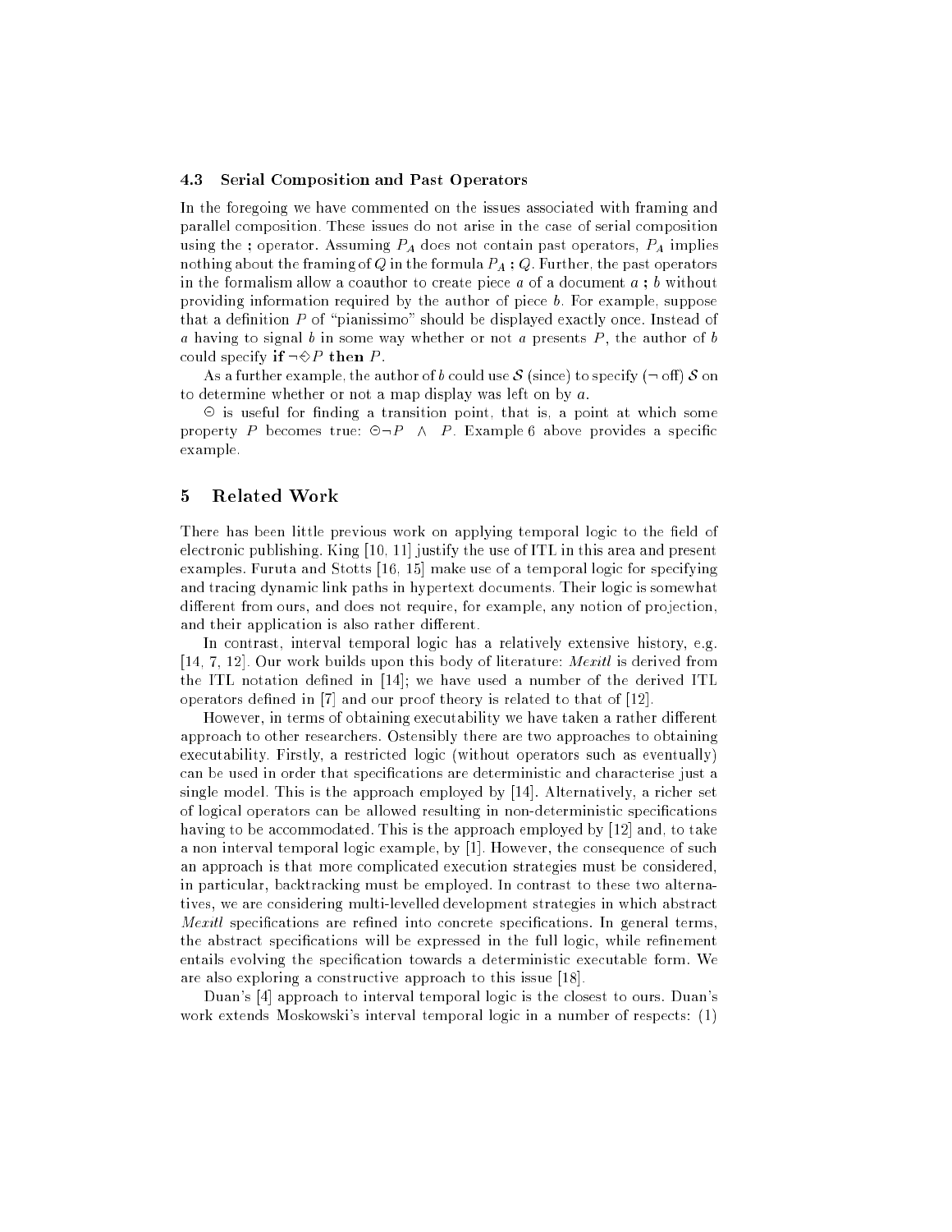### 4.3 Serial Composition and Past Operators

In the foregoing we have commented on the issues associated with framing and parallel composition. These issues do not arise in the case of serial composition using the **;** operator. Assuming $P_A$ does not contain past operators, $P_A$ implies nothing about the framing of $Q$ in the formula $P_A$ **;** $Q$. Further, the past operators in the formalism allow a coauthor to create piece $a$ of a document $a$ **;** $b$ without providing information required by the author of piece $b$. For example, suppose that a definition $P$ of "pianissimo" should be displayed exactly once. Instead of $a$ having to signal $b$ in some way whether or not $a$ presents $P$, the author of $b$ could specify **if** $\neg \diamondsuit P$ **then** $P$.

As a further example, the author of $b$ could use $\mathcal{S}$ (since) to specify $(\neg$ off$)$ $\mathcal{S}$ on to determine whether or not a map display was left on by $a$.

$\ominus$ is useful for finding a transition point, that is, a point at which some property $P$ becomes true: $\ominus \neg P \ \wedge \ P$. Example 6 above provides a specific example.

## 5 Related Work

There has been little previous work on applying temporal logic to the field of electronic publishing. King [10, 11] justify the use of ITL in this area and present examples. Furuta and Stotts [16, 15] make use of a temporal logic for specifying and tracing dynamic link paths in hypertext documents. Their logic is somewhat different from ours, and does not require, for example, any notion of projection, and their application is also rather different.

In contrast, interval temporal logic has a relatively extensive history, e.g. [14, 7, 12]. Our work builds upon this body of literature: *Mexitl* is derived from the ITL notation defined in [14]; we have used a number of the derived ITL operators defined in [7] and our proof theory is related to that of [12].

However, in terms of obtaining executability we have taken a rather different approach to other researchers. Ostensibly there are two approaches to obtaining executability. Firstly, a restricted logic (without operators such as eventually) can be used in order that specifications are deterministic and characterise just a single model. This is the approach employed by [14]. Alternatively, a richer set of logical operators can be allowed resulting in non-deterministic specifications having to be accommodated. This is the approach employed by [12] and, to take a non interval temporal logic example, by [1]. However, the consequence of such an approach is that more complicated execution strategies must be considered, in particular, backtracking must be employed. In contrast to these two alternatives, we are considering multi-levelled development strategies in which abstract *Mexitl* specifications are refined into concrete specifications. In general terms, the abstract specifications will be expressed in the full logic, while refinement entails evolving the specification towards a deterministic executable form. We are also exploring a constructive approach to this issue [18].

Duan's [4] approach to interval temporal logic is the closest to ours. Duan's work extends Moskowski's interval temporal logic in a number of respects: (1)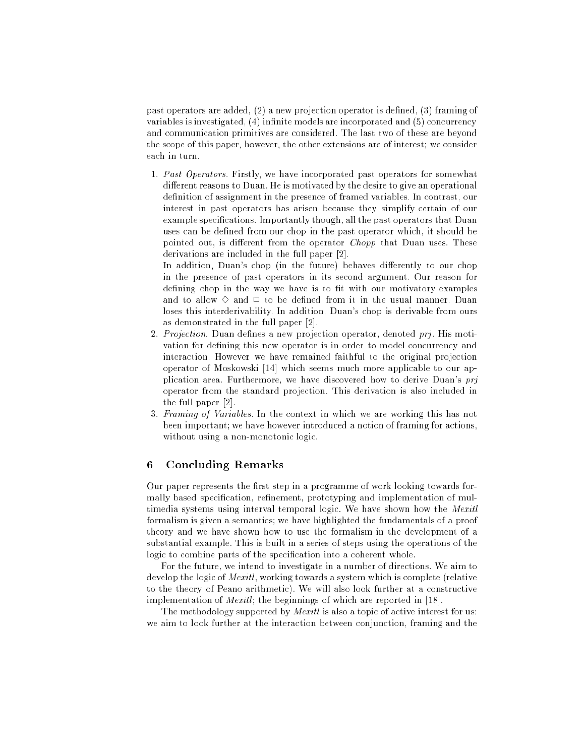past operators are added, (2) a new projection operator is defined, (3) framing of variables is investigated, (4) infinite models are incorporated and (5) concurrency and communication primitives are considered. The last two of these are beyond the scope of this paper, however, the other extensions are of interest; we consider each in turn.

1. *Past Operators.* Firstly, we have incorporated past operators for somewhat different reasons to Duan. He is motivated by the desire to give an operational definition of assignment in the presence of framed variables. In contrast, our interest in past operators has arisen because they simplify certain of our example specifications. Importantly though, all the past operators that Duan uses can be defined from our chop in the past operator which, it should be pointed out, is different from the operator *Chopp* that Duan uses. These derivations are included in the full paper [2].
   In addition, Duan's chop (in the future) behaves differently to our chop in the presence of past operators in its second argument. Our reason for defining chop in the way we have is to fit with our motivatory examples and to allow $\diamond$ and $\Box$ to be defined from it in the usual manner. Duan loses this interderivability. In addition, Duan's chop is derivable from ours as demonstrated in the full paper [2].
2. *Projection.* Duan defines a new projection operator, denoted *prj*. His motivation for defining this new operator is in order to model concurrency and interaction. However we have remained faithful to the original projection operator of Moskowski [14] which seems much more applicable to our application area. Furthermore, we have discovered how to derive Duan's *prj* operator from the standard projection. This derivation is also included in the full paper [2].
3. *Framing of Variables.* In the context in which we are working this has not been important; we have however introduced a notion of framing for actions, without using a non-monotonic logic.

## 6 Concluding Remarks

Our paper represents the first step in a programme of work looking towards formally based specification, refinement, prototyping and implementation of multimedia systems using interval temporal logic. We have shown how the *Mexitl* formalism is given a semantics; we have highlighted the fundamentals of a proof theory and we have shown how to use the formalism in the development of a substantial example. This is built in a series of steps using the operations of the logic to combine parts of the specification into a coherent whole.

For the future, we intend to investigate in a number of directions. We aim to develop the logic of *Mexitl*, working towards a system which is complete (relative to the theory of Peano arithmetic). We will also look further at a constructive implementation of *Mexitl*; the beginnings of which are reported in [18].

The methodology supported by *Mexitl* is also a topic of active interest for us: we aim to look further at the interaction between conjunction, framing and the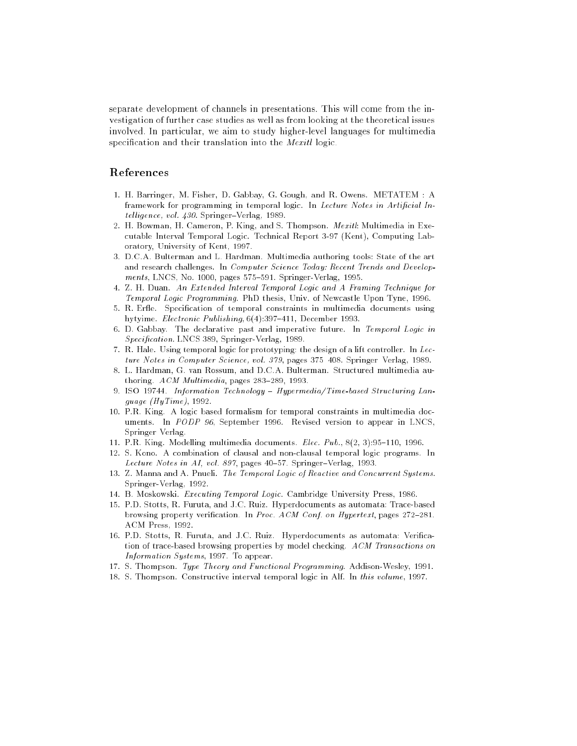separate development of channels in presentations. This will come from the investigation of further case studies as well as from looking at the theoretical issues involved. In particular, we aim to study higher-level languages for multimedia specification and their translation into the *Mexitl* logic.

## References

1. H. Barringer, M. Fisher, D. Gabbay, G. Gough, and R. Owens. METATEM : A framework for programming in temporal logic. In *Lecture Notes in Artificial Intelligence, vol. 430*. Springer–Verlag, 1989.
2. H. Bowman, H. Cameron, P. King, and S. Thompson. *Mexitl*: Multimedia in Executable Interval Temporal Logic. Technical Report 3-97 (Kent), Computing Laboratory, University of Kent, 1997.
3. D.C.A. Bulterman and L. Hardman. Multimedia authoring tools: State of the art and research challenges. In *Computer Science Today: Recent Trends and Developments*, LNCS, No. 1000, pages 575–591. Springer-Verlag, 1995.
4. Z. H. Duan. *An Extended Interval Temporal Logic and A Framing Technique for Temporal Logic Programming*. PhD thesis, Univ. of Newcastle Upon Tyne, 1996.
5. R. Erfle. Specification of temporal constraints in multimedia documents using hytyime. *Electronic Publishing*, 6(4):397–411, December 1993.
6. D. Gabbay. The declarative past and imperative future. In *Temporal Logic in Specification*. LNCS 389, Springer-Verlag, 1989.
7. R. Hale. Using temporal logic for prototyping: the design of a lift controller. In *Lecture Notes in Computer Science, vol. 379*, pages 375 408. Springer Verlag, 1989.
8. L. Hardman, G. van Rossum, and D.C.A. Bulterman. Structured multimedia authoring. *ACM Multimedia*, pages 283–289, 1993.
9. ISO 19744. *Information Technology – Hypermedia/Time-based Structuring Language (HyTime)*, 1992.
10. P.R. King. A logic based formalism for temporal constraints in multimedia documents. In *PODP 96*, September 1996. Revised version to appear in LNCS, Springer Verlag.
11. P.R. King. Modelling multimedia documents. *Elec. Pub.*, 8(2, 3):95–110, 1996.
12. S. Kono. A combination of clausal and non-clausal temporal logic programs. In *Lecture Notes in AI, vol. 897*, pages 40–57. Springer–Verlag, 1993.
13. Z. Manna and A. Pnueli. *The Temporal Logic of Reactive and Concurrent Systems*. Springer-Verlag, 1992.
14. B. Moskowski. *Executing Temporal Logic*. Cambridge University Press, 1986.
15. P.D. Stotts, R. Furuta, and J.C. Ruiz. Hyperdocuments as automata: Trace-based browsing property verification. In *Proc. ACM Conf. on Hypertext*, pages 272–281. ACM Press, 1992.
16. P.D. Stotts, R. Furuta, and J.C. Ruiz. Hyperdocuments as automata: Verification of trace-based browsing properties by model checking. *ACM Transactions on Information Systems*, 1997. To appear.
17. S. Thompson. *Type Theory and Functional Programming*. Addison-Wesley, 1991.
18. S. Thompson. Constructive interval temporal logic in Alf. In *this volume*, 1997.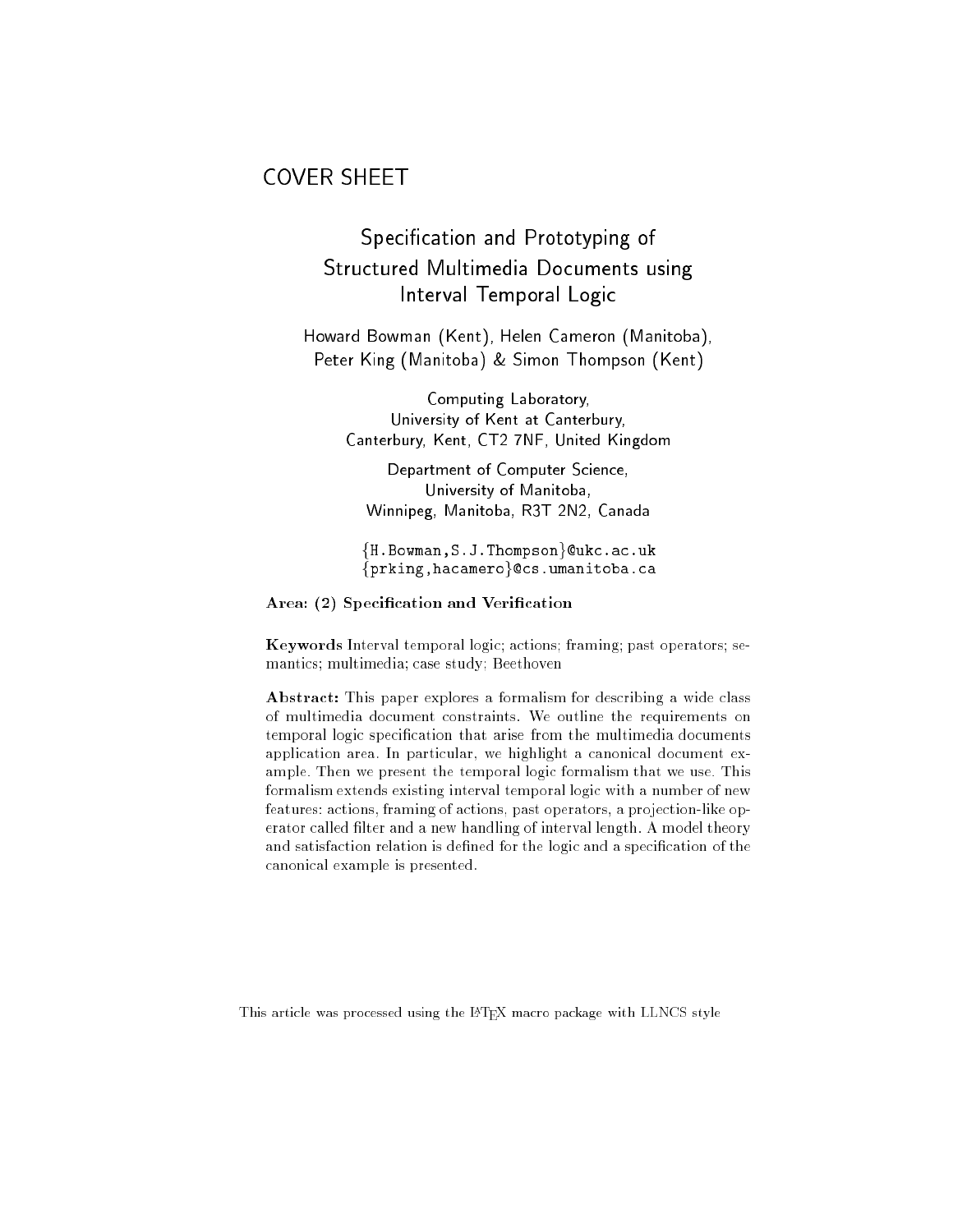# COVER SHEET

## Specification and Prototyping of Structured Multimedia Documents using Interval Temporal Logic

Howard Bowman (Kent), Helen Cameron (Manitoba), Peter King (Manitoba) & Simon Thompson (Kent)

Computing Laboratory,
University of Kent at Canterbury,
Canterbury, Kent, CT2 7NF, United Kingdom

Department of Computer Science,
University of Manitoba,
Winnipeg, Manitoba, R3T 2N2, Canada

{H.Bowman,S.J.Thompson}@ukc.ac.uk
{prking,hacamero}@cs.umanitoba.ca

**Area: (2) Specification and Verification**

**Keywords** Interval temporal logic; actions; framing; past operators; semantics; multimedia; case study; Beethoven

**Abstract:** This paper explores a formalism for describing a wide class of multimedia document constraints. We outline the requirements on temporal logic specification that arise from the multimedia documents application area. In particular, we highlight a canonical document example. Then we present the temporal logic formalism that we use. This formalism extends existing interval temporal logic with a number of new features: actions, framing of actions, past operators, a projection-like operator called filter and a new handling of interval length. A model theory and satisfaction relation is defined for the logic and a specification of the canonical example is presented.

This article was processed using the LaTeX macro package with LLNCS style